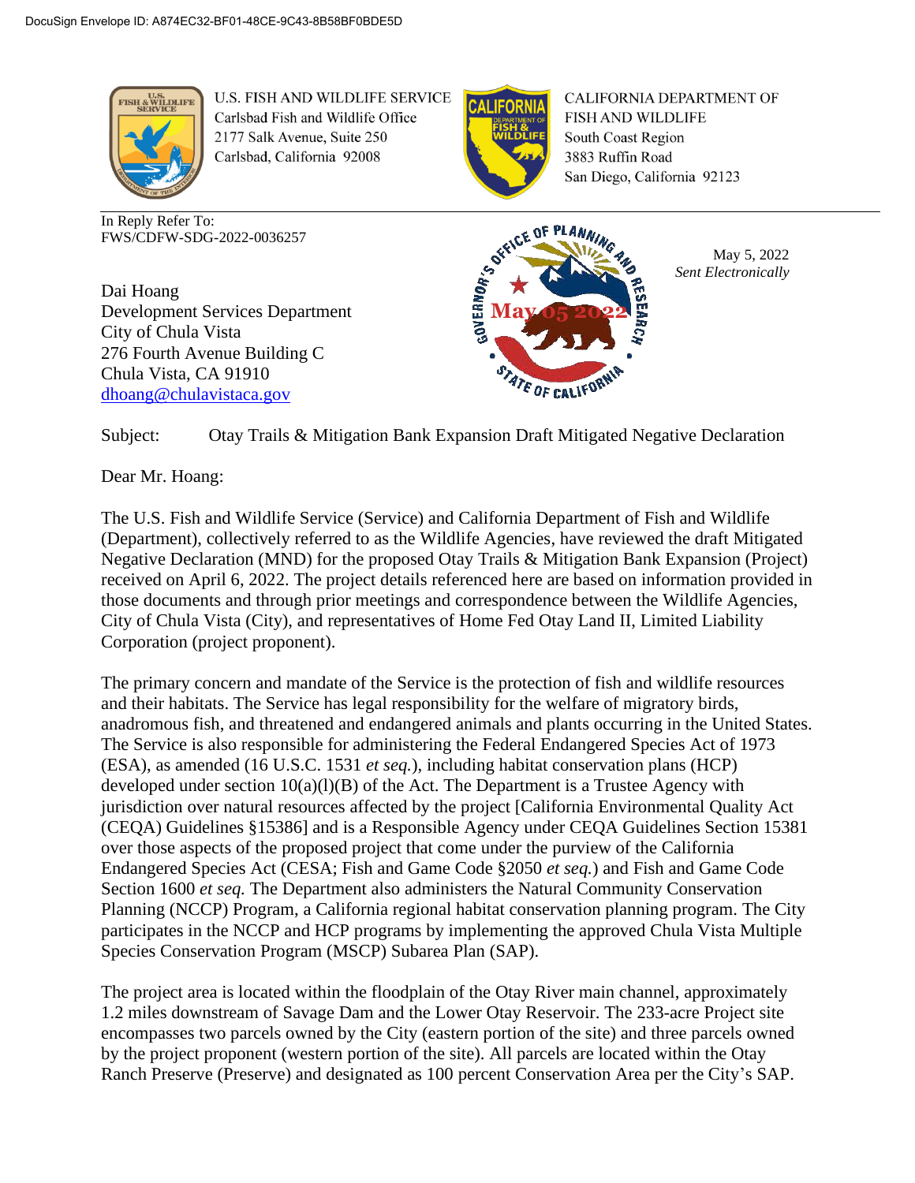DocuSign Envelope ID: A874EC32-BF01-48CE-9C43-8B58BF0BDE5D

U.S. FISH AND WILDLIFE SERVICE
Carlsbad Fish and Wildlife Office
2177 Salk Avenue, Suite 250
Carlsbad, California 92008

CALIFORNIA DEPARTMENT OF FISH AND WILDLIFE
South Coast Region
3883 Ruffin Road
San Diego, California 92123

In Reply Refer To:
FWS/CDFW-SDG-2022-0036257

May 5, 2022
*Sent Electronically*

Dai Hoang
Development Services Department
City of Chula Vista
276 Fourth Avenue Building C
Chula Vista, CA 91910
dhoang@chulavistaca.gov

Subject: Otay Trails & Mitigation Bank Expansion Draft Mitigated Negative Declaration

Dear Mr. Hoang:

The U.S. Fish and Wildlife Service (Service) and California Department of Fish and Wildlife (Department), collectively referred to as the Wildlife Agencies, have reviewed the draft Mitigated Negative Declaration (MND) for the proposed Otay Trails & Mitigation Bank Expansion (Project) received on April 6, 2022. The project details referenced here are based on information provided in those documents and through prior meetings and correspondence between the Wildlife Agencies, City of Chula Vista (City), and representatives of Home Fed Otay Land II, Limited Liability Corporation (project proponent).

The primary concern and mandate of the Service is the protection of fish and wildlife resources and their habitats. The Service has legal responsibility for the welfare of migratory birds, anadromous fish, and threatened and endangered animals and plants occurring in the United States. The Service is also responsible for administering the Federal Endangered Species Act of 1973 (ESA), as amended (16 U.S.C. 1531 *et seq.*), including habitat conservation plans (HCP) developed under section 10(a)(l)(B) of the Act. The Department is a Trustee Agency with jurisdiction over natural resources affected by the project [California Environmental Quality Act (CEQA) Guidelines §15386] and is a Responsible Agency under CEQA Guidelines Section 15381 over those aspects of the proposed project that come under the purview of the California Endangered Species Act (CESA; Fish and Game Code §2050 *et seq.*) and Fish and Game Code Section 1600 *et seq.* The Department also administers the Natural Community Conservation Planning (NCCP) Program, a California regional habitat conservation planning program. The City participates in the NCCP and HCP programs by implementing the approved Chula Vista Multiple Species Conservation Program (MSCP) Subarea Plan (SAP).

The project area is located within the floodplain of the Otay River main channel, approximately 1.2 miles downstream of Savage Dam and the Lower Otay Reservoir. The 233-acre Project site encompasses two parcels owned by the City (eastern portion of the site) and three parcels owned by the project proponent (western portion of the site). All parcels are located within the Otay Ranch Preserve (Preserve) and designated as 100 percent Conservation Area per the City's SAP.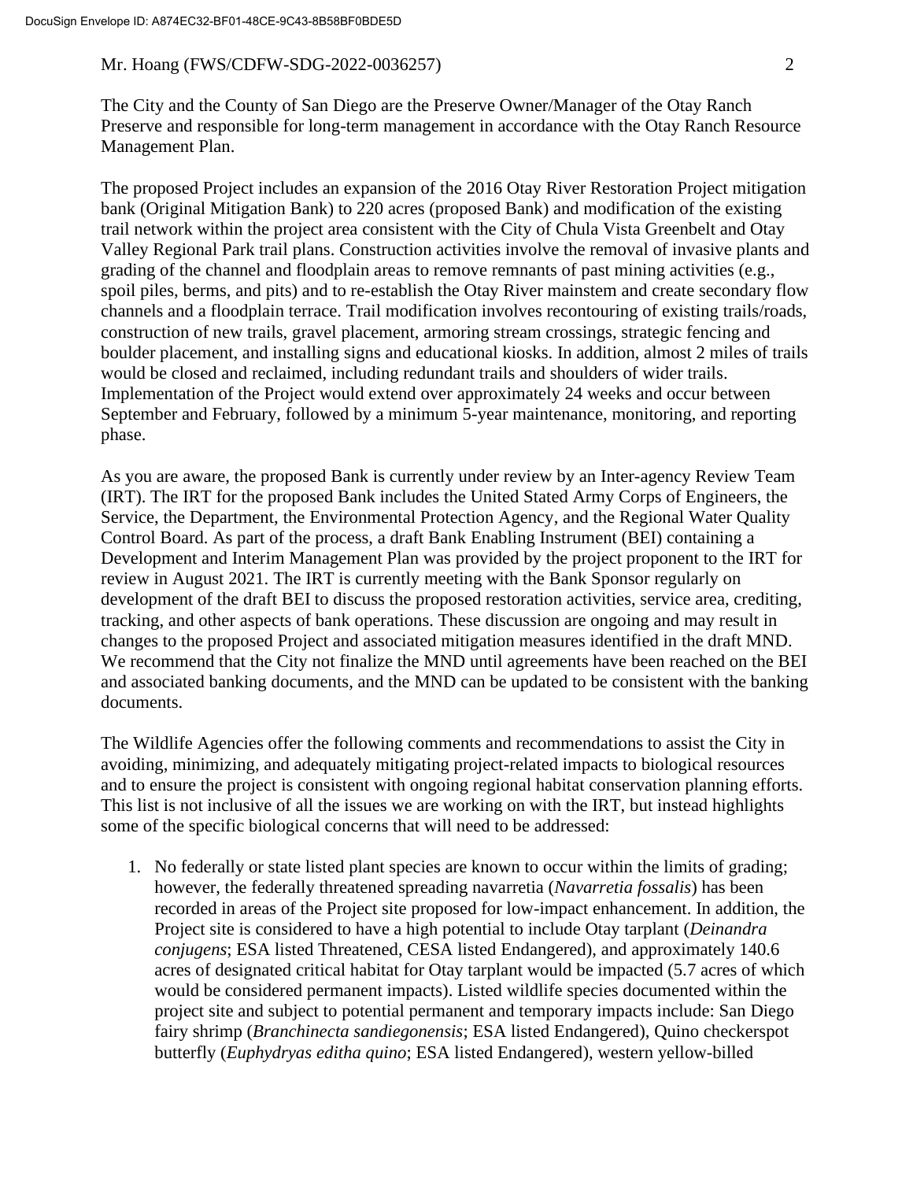The City and the County of San Diego are the Preserve Owner/Manager of the Otay Ranch Preserve and responsible for long-term management in accordance with the Otay Ranch Resource Management Plan.

The proposed Project includes an expansion of the 2016 Otay River Restoration Project mitigation bank (Original Mitigation Bank) to 220 acres (proposed Bank) and modification of the existing trail network within the project area consistent with the City of Chula Vista Greenbelt and Otay Valley Regional Park trail plans. Construction activities involve the removal of invasive plants and grading of the channel and floodplain areas to remove remnants of past mining activities (e.g., spoil piles, berms, and pits) and to re-establish the Otay River mainstem and create secondary flow channels and a floodplain terrace. Trail modification involves recontouring of existing trails/roads, construction of new trails, gravel placement, armoring stream crossings, strategic fencing and boulder placement, and installing signs and educational kiosks. In addition, almost 2 miles of trails would be closed and reclaimed, including redundant trails and shoulders of wider trails. Implementation of the Project would extend over approximately 24 weeks and occur between September and February, followed by a minimum 5-year maintenance, monitoring, and reporting phase.

As you are aware, the proposed Bank is currently under review by an Inter-agency Review Team (IRT). The IRT for the proposed Bank includes the United Stated Army Corps of Engineers, the Service, the Department, the Environmental Protection Agency, and the Regional Water Quality Control Board. As part of the process, a draft Bank Enabling Instrument (BEI) containing a Development and Interim Management Plan was provided by the project proponent to the IRT for review in August 2021. The IRT is currently meeting with the Bank Sponsor regularly on development of the draft BEI to discuss the proposed restoration activities, service area, crediting, tracking, and other aspects of bank operations. These discussion are ongoing and may result in changes to the proposed Project and associated mitigation measures identified in the draft MND. We recommend that the City not finalize the MND until agreements have been reached on the BEI and associated banking documents, and the MND can be updated to be consistent with the banking documents.

The Wildlife Agencies offer the following comments and recommendations to assist the City in avoiding, minimizing, and adequately mitigating project-related impacts to biological resources and to ensure the project is consistent with ongoing regional habitat conservation planning efforts. This list is not inclusive of all the issues we are working on with the IRT, but instead highlights some of the specific biological concerns that will need to be addressed:

1. No federally or state listed plant species are known to occur within the limits of grading; however, the federally threatened spreading navarretia (*Navarretia fossalis*) has been recorded in areas of the Project site proposed for low-impact enhancement. In addition, the Project site is considered to have a high potential to include Otay tarplant (*Deinandra conjugens*; ESA listed Threatened, CESA listed Endangered), and approximately 140.6 acres of designated critical habitat for Otay tarplant would be impacted (5.7 acres of which would be considered permanent impacts). Listed wildlife species documented within the project site and subject to potential permanent and temporary impacts include: San Diego fairy shrimp (*Branchinecta sandiegonensis*; ESA listed Endangered), Quino checkerspot butterfly (*Euphydryas editha quino*; ESA listed Endangered), western yellow-billed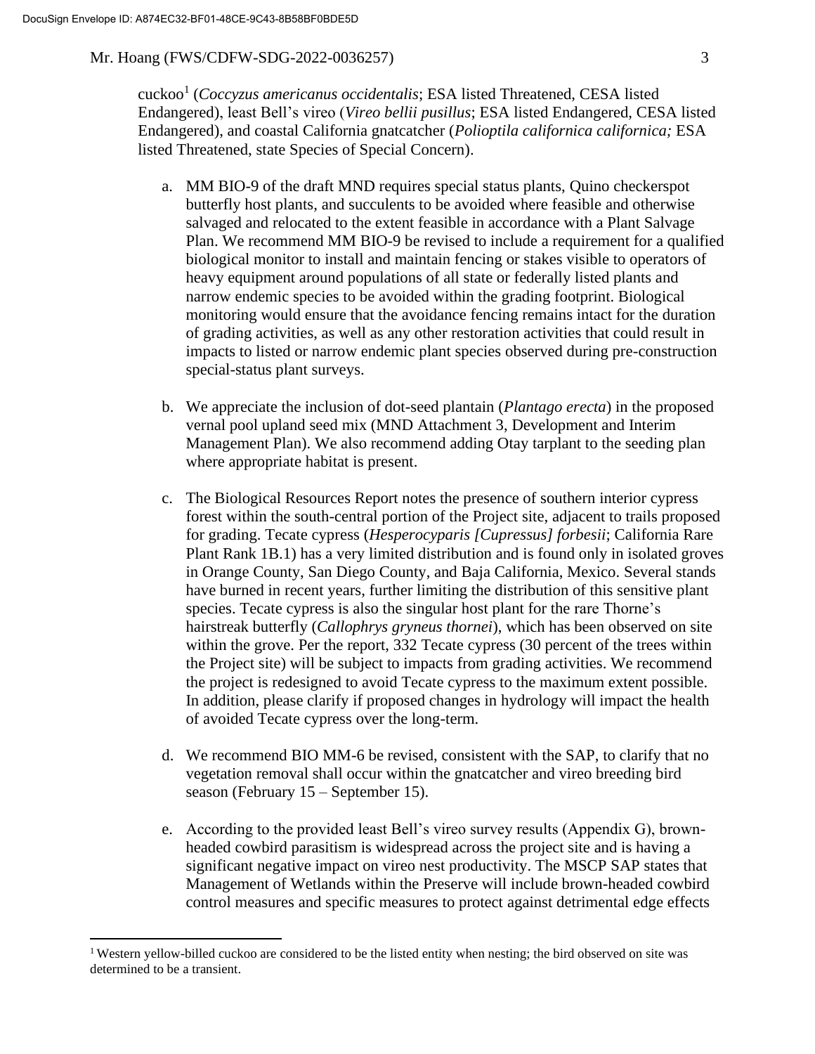cuckoo[1] (*Coccyzus americanus occidentalis*; ESA listed Threatened, CESA listed Endangered), least Bell's vireo (*Vireo bellii pusillus*; ESA listed Endangered, CESA listed Endangered), and coastal California gnatcatcher (*Polioptila californica californica;* ESA listed Threatened, state Species of Special Concern).

a. MM BIO-9 of the draft MND requires special status plants, Quino checkerspot butterfly host plants, and succulents to be avoided where feasible and otherwise salvaged and relocated to the extent feasible in accordance with a Plant Salvage Plan. We recommend MM BIO-9 be revised to include a requirement for a qualified biological monitor to install and maintain fencing or stakes visible to operators of heavy equipment around populations of all state or federally listed plants and narrow endemic species to be avoided within the grading footprint. Biological monitoring would ensure that the avoidance fencing remains intact for the duration of grading activities, as well as any other restoration activities that could result in impacts to listed or narrow endemic plant species observed during pre-construction special-status plant surveys.

b. We appreciate the inclusion of dot-seed plantain (*Plantago erecta*) in the proposed vernal pool upland seed mix (MND Attachment 3, Development and Interim Management Plan). We also recommend adding Otay tarplant to the seeding plan where appropriate habitat is present.

c. The Biological Resources Report notes the presence of southern interior cypress forest within the south-central portion of the Project site, adjacent to trails proposed for grading. Tecate cypress (*Hesperocyparis [Cupressus] forbesii*; California Rare Plant Rank 1B.1) has a very limited distribution and is found only in isolated groves in Orange County, San Diego County, and Baja California, Mexico. Several stands have burned in recent years, further limiting the distribution of this sensitive plant species. Tecate cypress is also the singular host plant for the rare Thorne's hairstreak butterfly (*Callophrys gryneus thornei*), which has been observed on site within the grove. Per the report, 332 Tecate cypress (30 percent of the trees within the Project site) will be subject to impacts from grading activities. We recommend the project is redesigned to avoid Tecate cypress to the maximum extent possible. In addition, please clarify if proposed changes in hydrology will impact the health of avoided Tecate cypress over the long-term.

d. We recommend BIO MM-6 be revised, consistent with the SAP, to clarify that no vegetation removal shall occur within the gnatcatcher and vireo breeding bird season (February 15 – September 15).

e. According to the provided least Bell's vireo survey results (Appendix G), brown-headed cowbird parasitism is widespread across the project site and is having a significant negative impact on vireo nest productivity. The MSCP SAP states that Management of Wetlands within the Preserve will include brown-headed cowbird control measures and specific measures to protect against detrimental edge effects

[1] Western yellow-billed cuckoo are considered to be the listed entity when nesting; the bird observed on site was determined to be a transient.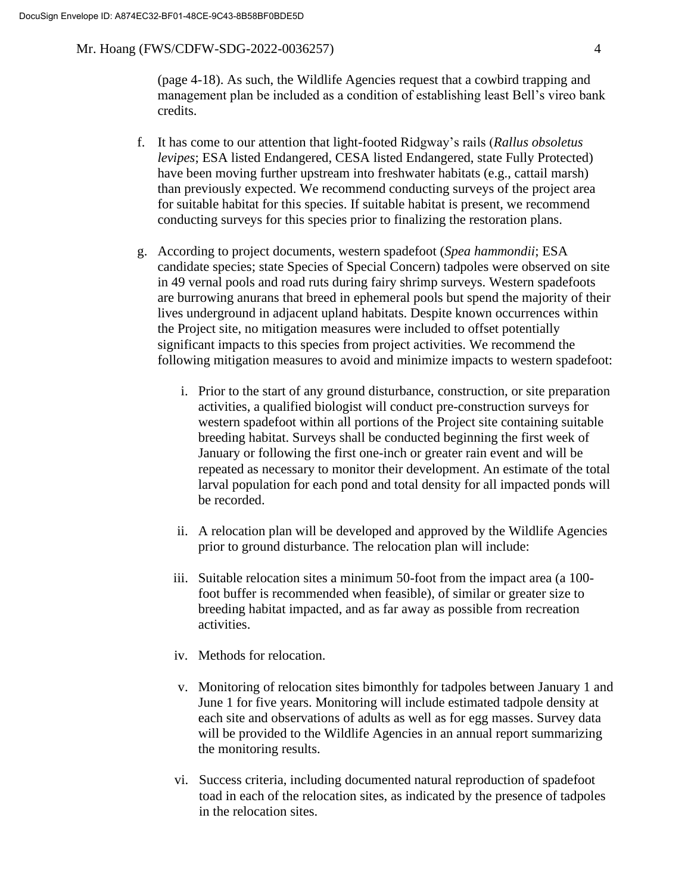(page 4-18). As such, the Wildlife Agencies request that a cowbird trapping and management plan be included as a condition of establishing least Bell's vireo bank credits.

f. It has come to our attention that light-footed Ridgway's rails (*Rallus obsoletus levipes*; ESA listed Endangered, CESA listed Endangered, state Fully Protected) have been moving further upstream into freshwater habitats (e.g., cattail marsh) than previously expected. We recommend conducting surveys of the project area for suitable habitat for this species. If suitable habitat is present, we recommend conducting surveys for this species prior to finalizing the restoration plans.

g. According to project documents, western spadefoot (*Spea hammondii*; ESA candidate species; state Species of Special Concern) tadpoles were observed on site in 49 vernal pools and road ruts during fairy shrimp surveys. Western spadefoots are burrowing anurans that breed in ephemeral pools but spend the majority of their lives underground in adjacent upland habitats. Despite known occurrences within the Project site, no mitigation measures were included to offset potentially significant impacts to this species from project activities. We recommend the following mitigation measures to avoid and minimize impacts to western spadefoot:

   i. Prior to the start of any ground disturbance, construction, or site preparation activities, a qualified biologist will conduct pre-construction surveys for western spadefoot within all portions of the Project site containing suitable breeding habitat. Surveys shall be conducted beginning the first week of January or following the first one-inch or greater rain event and will be repeated as necessary to monitor their development. An estimate of the total larval population for each pond and total density for all impacted ponds will be recorded.

   ii. A relocation plan will be developed and approved by the Wildlife Agencies prior to ground disturbance. The relocation plan will include:

   iii. Suitable relocation sites a minimum 50-foot from the impact area (a 100-foot buffer is recommended when feasible), of similar or greater size to breeding habitat impacted, and as far away as possible from recreation activities.

   iv. Methods for relocation.

   v. Monitoring of relocation sites bimonthly for tadpoles between January 1 and June 1 for five years. Monitoring will include estimated tadpole density at each site and observations of adults as well as for egg masses. Survey data will be provided to the Wildlife Agencies in an annual report summarizing the monitoring results.

   vi. Success criteria, including documented natural reproduction of spadefoot toad in each of the relocation sites, as indicated by the presence of tadpoles in the relocation sites.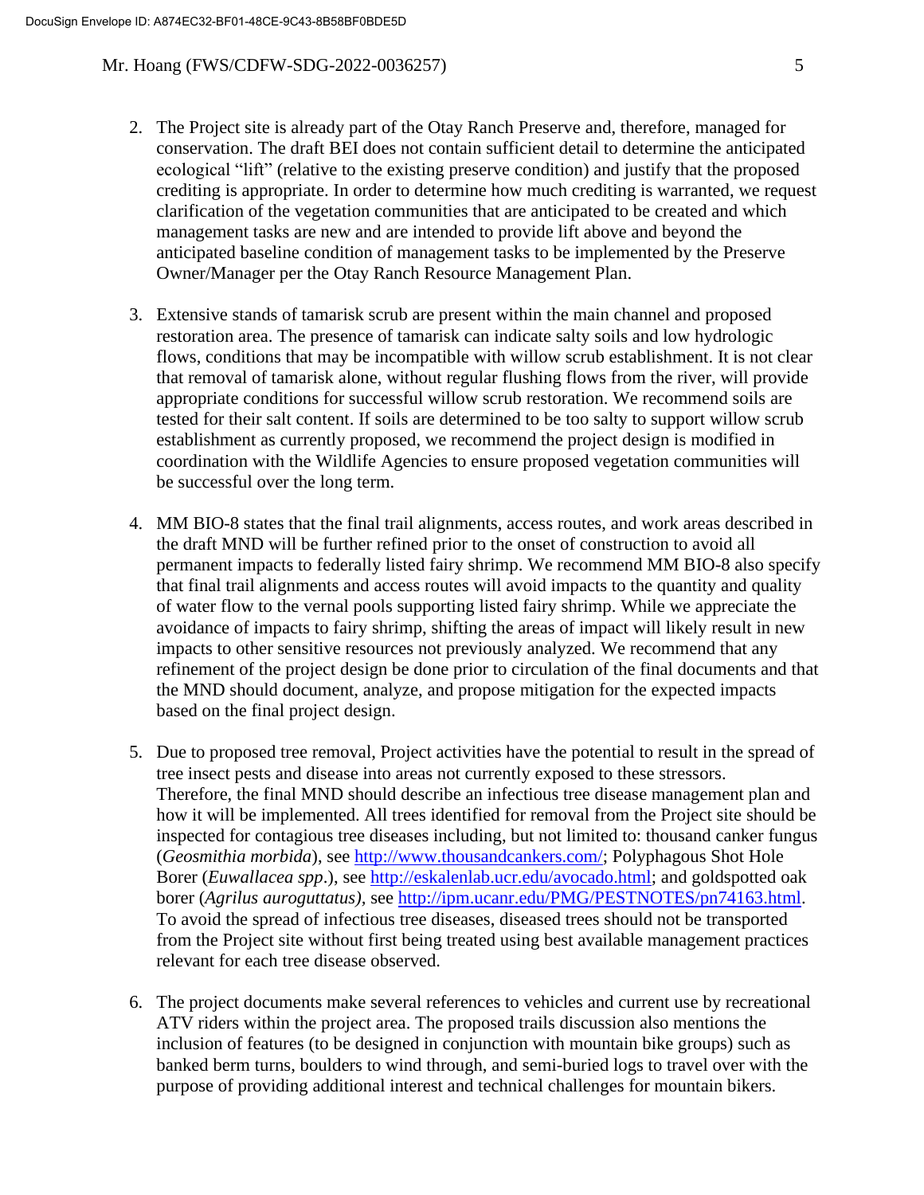2. The Project site is already part of the Otay Ranch Preserve and, therefore, managed for conservation. The draft BEI does not contain sufficient detail to determine the anticipated ecological "lift" (relative to the existing preserve condition) and justify that the proposed crediting is appropriate. In order to determine how much crediting is warranted, we request clarification of the vegetation communities that are anticipated to be created and which management tasks are new and are intended to provide lift above and beyond the anticipated baseline condition of management tasks to be implemented by the Preserve Owner/Manager per the Otay Ranch Resource Management Plan.

3. Extensive stands of tamarisk scrub are present within the main channel and proposed restoration area. The presence of tamarisk can indicate salty soils and low hydrologic flows, conditions that may be incompatible with willow scrub establishment. It is not clear that removal of tamarisk alone, without regular flushing flows from the river, will provide appropriate conditions for successful willow scrub restoration. We recommend soils are tested for their salt content. If soils are determined to be too salty to support willow scrub establishment as currently proposed, we recommend the project design is modified in coordination with the Wildlife Agencies to ensure proposed vegetation communities will be successful over the long term.

4. MM BIO-8 states that the final trail alignments, access routes, and work areas described in the draft MND will be further refined prior to the onset of construction to avoid all permanent impacts to federally listed fairy shrimp. We recommend MM BIO-8 also specify that final trail alignments and access routes will avoid impacts to the quantity and quality of water flow to the vernal pools supporting listed fairy shrimp. While we appreciate the avoidance of impacts to fairy shrimp, shifting the areas of impact will likely result in new impacts to other sensitive resources not previously analyzed. We recommend that any refinement of the project design be done prior to circulation of the final documents and that the MND should document, analyze, and propose mitigation for the expected impacts based on the final project design.

5. Due to proposed tree removal, Project activities have the potential to result in the spread of tree insect pests and disease into areas not currently exposed to these stressors. Therefore, the final MND should describe an infectious tree disease management plan and how it will be implemented. All trees identified for removal from the Project site should be inspected for contagious tree diseases including, but not limited to: thousand canker fungus (*Geosmithia morbida*), see http://www.thousandcankers.com/; Polyphagous Shot Hole Borer (*Euwallacea spp*.), see http://eskalenlab.ucr.edu/avocado.html; and goldspotted oak borer (*Agrilus auroguttatus)*, see http://ipm.ucanr.edu/PMG/PESTNOTES/pn74163.html. To avoid the spread of infectious tree diseases, diseased trees should not be transported from the Project site without first being treated using best available management practices relevant for each tree disease observed.

6. The project documents make several references to vehicles and current use by recreational ATV riders within the project area. The proposed trails discussion also mentions the inclusion of features (to be designed in conjunction with mountain bike groups) such as banked berm turns, boulders to wind through, and semi-buried logs to travel over with the purpose of providing additional interest and technical challenges for mountain bikers.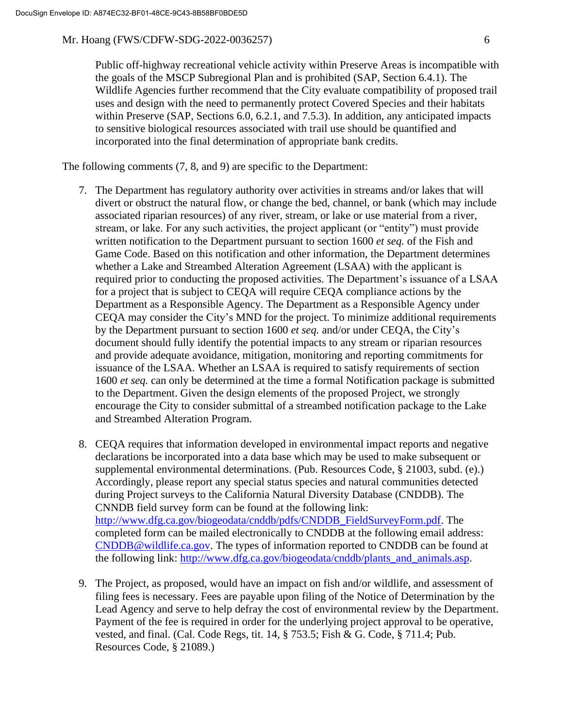Public off-highway recreational vehicle activity within Preserve Areas is incompatible with the goals of the MSCP Subregional Plan and is prohibited (SAP, Section 6.4.1). The Wildlife Agencies further recommend that the City evaluate compatibility of proposed trail uses and design with the need to permanently protect Covered Species and their habitats within Preserve (SAP, Sections 6.0, 6.2.1, and 7.5.3). In addition, any anticipated impacts to sensitive biological resources associated with trail use should be quantified and incorporated into the final determination of appropriate bank credits.

The following comments (7, 8, and 9) are specific to the Department:

7. The Department has regulatory authority over activities in streams and/or lakes that will divert or obstruct the natural flow, or change the bed, channel, or bank (which may include associated riparian resources) of any river, stream, or lake or use material from a river, stream, or lake. For any such activities, the project applicant (or "entity") must provide written notification to the Department pursuant to section 1600 *et seq.* of the Fish and Game Code. Based on this notification and other information, the Department determines whether a Lake and Streambed Alteration Agreement (LSAA) with the applicant is required prior to conducting the proposed activities. The Department's issuance of a LSAA for a project that is subject to CEQA will require CEQA compliance actions by the Department as a Responsible Agency. The Department as a Responsible Agency under CEQA may consider the City's MND for the project. To minimize additional requirements by the Department pursuant to section 1600 *et seq.* and/or under CEQA, the City's document should fully identify the potential impacts to any stream or riparian resources and provide adequate avoidance, mitigation, monitoring and reporting commitments for issuance of the LSAA. Whether an LSAA is required to satisfy requirements of section 1600 *et seq.* can only be determined at the time a formal Notification package is submitted to the Department. Given the design elements of the proposed Project, we strongly encourage the City to consider submittal of a streambed notification package to the Lake and Streambed Alteration Program.

8. CEQA requires that information developed in environmental impact reports and negative declarations be incorporated into a data base which may be used to make subsequent or supplemental environmental determinations. (Pub. Resources Code, § 21003, subd. (e).) Accordingly, please report any special status species and natural communities detected during Project surveys to the California Natural Diversity Database (CNDDB). The CNNDB field survey form can be found at the following link: http://www.dfg.ca.gov/biogeodata/cnddb/pdfs/CNDDB_FieldSurveyForm.pdf. The completed form can be mailed electronically to CNDDB at the following email address: CNDDB@wildlife.ca.gov. The types of information reported to CNDDB can be found at the following link: http://www.dfg.ca.gov/biogeodata/cnddb/plants_and_animals.asp.

9. The Project, as proposed, would have an impact on fish and/or wildlife, and assessment of filing fees is necessary. Fees are payable upon filing of the Notice of Determination by the Lead Agency and serve to help defray the cost of environmental review by the Department. Payment of the fee is required in order for the underlying project approval to be operative, vested, and final. (Cal. Code Regs, tit. 14, § 753.5; Fish & G. Code, § 711.4; Pub. Resources Code, § 21089.)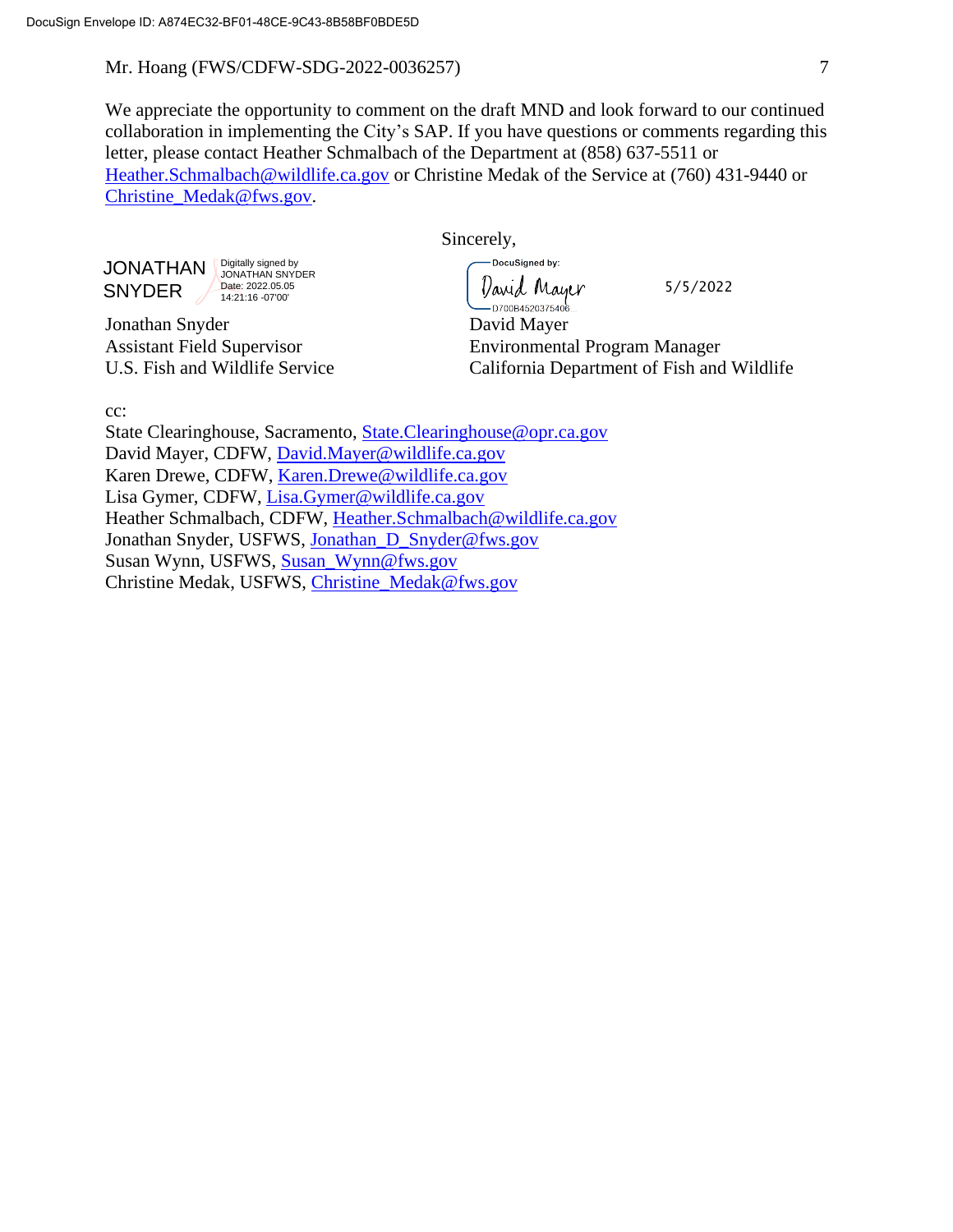We appreciate the opportunity to comment on the draft MND and look forward to our continued collaboration in implementing the City's SAP. If you have questions or comments regarding this letter, please contact Heather Schmalbach of the Department at (858) 637-5511 or Heather.Schmalbach@wildlife.ca.gov or Christine Medak of the Service at (760) 431-9440 or Christine_Medak@fws.gov.

Sincerely,

JONATHAN SNYDER — Digitally signed by JONATHAN SNYDER Date: 2022.05.05 14:21:16 -07'00'

Jonathan Snyder
Assistant Field Supervisor
U.S. Fish and Wildlife Service

DocuSigned by: David Mayer — D700B4520375406... — 5/5/2022

David Mayer
Environmental Program Manager
California Department of Fish and Wildlife

cc:
State Clearinghouse, Sacramento, State.Clearinghouse@opr.ca.gov
David Mayer, CDFW, David.Mayer@wildlife.ca.gov
Karen Drewe, CDFW, Karen.Drewe@wildlife.ca.gov
Lisa Gymer, CDFW, Lisa.Gymer@wildlife.ca.gov
Heather Schmalbach, CDFW, Heather.Schmalbach@wildlife.ca.gov
Jonathan Snyder, USFWS, Jonathan_D_Snyder@fws.gov
Susan Wynn, USFWS, Susan_Wynn@fws.gov
Christine Medak, USFWS, Christine_Medak@fws.gov